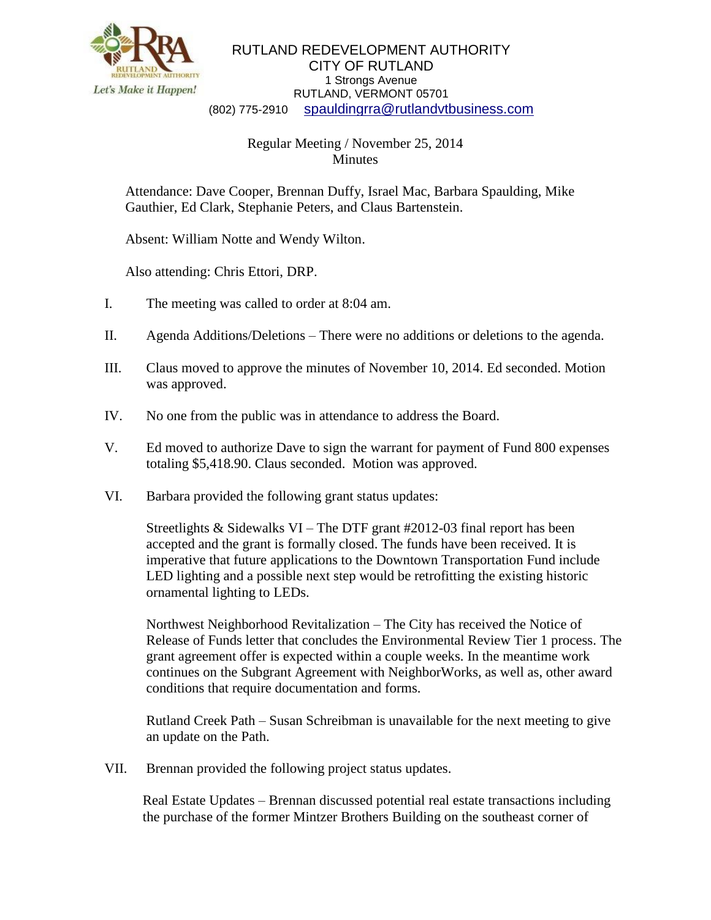RUTLAND REDEVELOPMENT AUTHORITY
CITY OF RUTLAND
1 Strongs Avenue
RUTLAND, VERMONT 05701
(802) 775-2910 spauldingrra@rutlandvtbusiness.com

Regular Meeting / November 25, 2014
Minutes

Attendance: Dave Cooper, Brennan Duffy, Israel Mac, Barbara Spaulding, Mike Gauthier, Ed Clark, Stephanie Peters, and Claus Bartenstein.

Absent: William Notte and Wendy Wilton.

Also attending: Chris Ettori, DRP.

I. The meeting was called to order at 8:04 am.

II. Agenda Additions/Deletions – There were no additions or deletions to the agenda.

III. Claus moved to approve the minutes of November 10, 2014. Ed seconded. Motion was approved.

IV. No one from the public was in attendance to address the Board.

V. Ed moved to authorize Dave to sign the warrant for payment of Fund 800 expenses totaling $5,418.90. Claus seconded. Motion was approved.

VI. Barbara provided the following grant status updates:

Streetlights & Sidewalks VI – The DTF grant #2012-03 final report has been accepted and the grant is formally closed. The funds have been received. It is imperative that future applications to the Downtown Transportation Fund include LED lighting and a possible next step would be retrofitting the existing historic ornamental lighting to LEDs.

Northwest Neighborhood Revitalization – The City has received the Notice of Release of Funds letter that concludes the Environmental Review Tier 1 process. The grant agreement offer is expected within a couple weeks. In the meantime work continues on the Subgrant Agreement with NeighborWorks, as well as, other award conditions that require documentation and forms.

Rutland Creek Path – Susan Schreibman is unavailable for the next meeting to give an update on the Path.

VII. Brennan provided the following project status updates.

Real Estate Updates – Brennan discussed potential real estate transactions including the purchase of the former Mintzer Brothers Building on the southeast corner of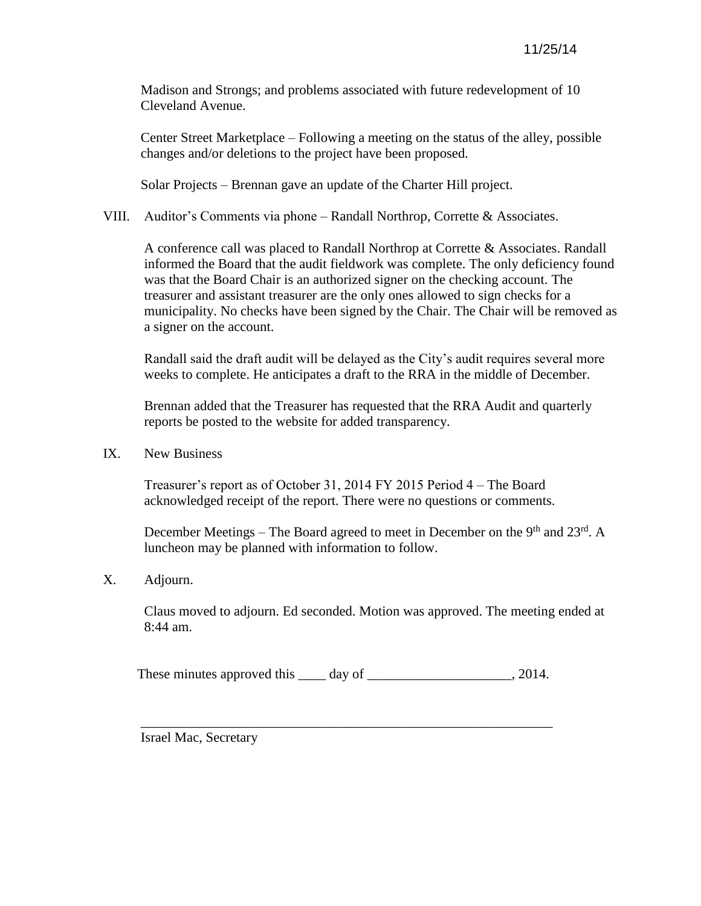Madison and Strongs; and problems associated with future redevelopment of 10 Cleveland Avenue.

Center Street Marketplace – Following a meeting on the status of the alley, possible changes and/or deletions to the project have been proposed.

Solar Projects – Brennan gave an update of the Charter Hill project.

VIII. Auditor's Comments via phone – Randall Northrop, Corrette & Associates.

A conference call was placed to Randall Northrop at Corrette & Associates. Randall informed the Board that the audit fieldwork was complete. The only deficiency found was that the Board Chair is an authorized signer on the checking account. The treasurer and assistant treasurer are the only ones allowed to sign checks for a municipality. No checks have been signed by the Chair. The Chair will be removed as a signer on the account.

Randall said the draft audit will be delayed as the City's audit requires several more weeks to complete. He anticipates a draft to the RRA in the middle of December.

Brennan added that the Treasurer has requested that the RRA Audit and quarterly reports be posted to the website for added transparency.

IX. New Business

Treasurer's report as of October 31, 2014 FY 2015 Period 4 – The Board acknowledged receipt of the report. There were no questions or comments.

December Meetings – The Board agreed to meet in December on the 9th and 23rd. A luncheon may be planned with information to follow.

X. Adjourn.

Claus moved to adjourn. Ed seconded. Motion was approved. The meeting ended at 8:44 am.

These minutes approved this ____ day of _____________________, 2014.

_____________________________________________________________

Israel Mac, Secretary